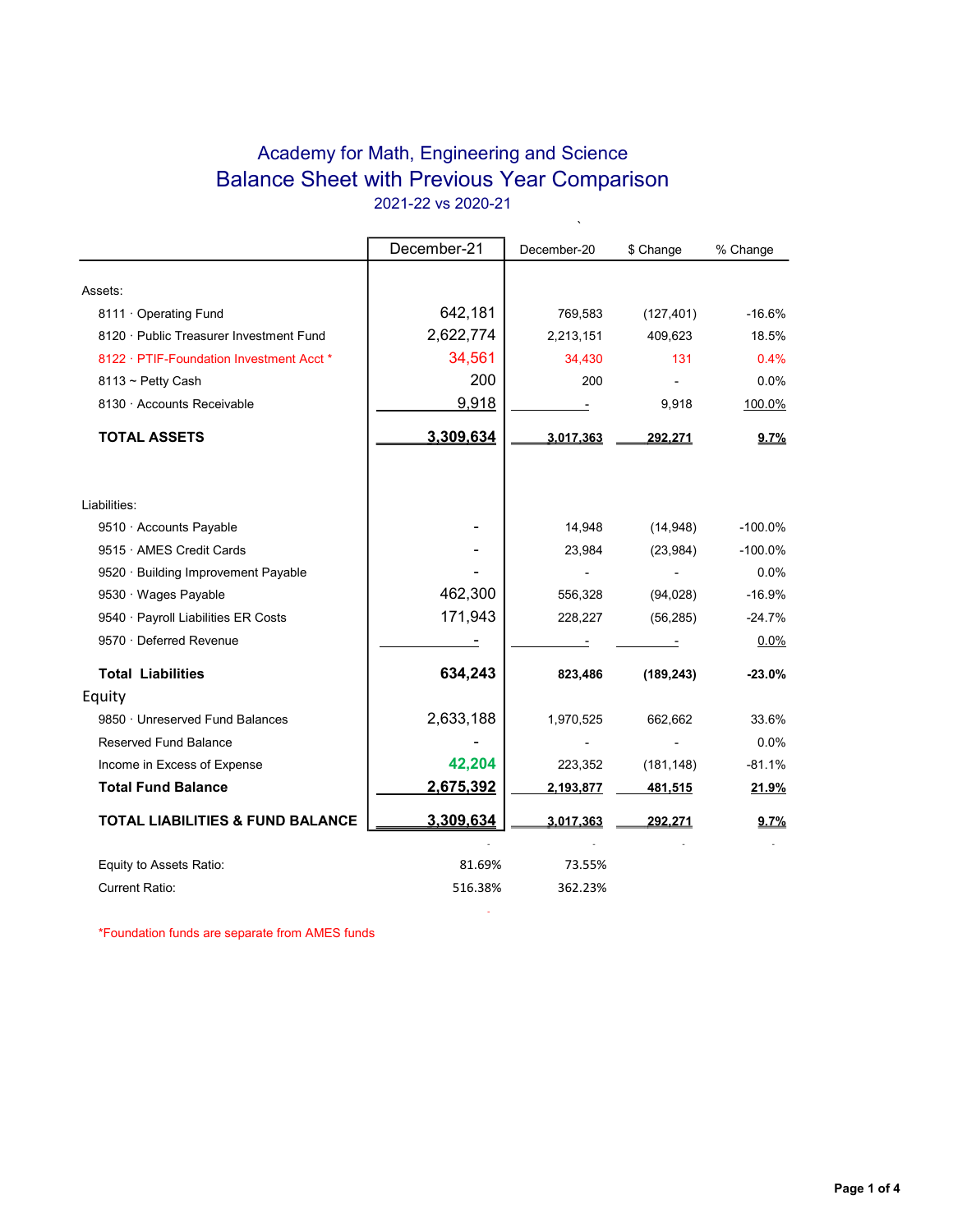# Academy for Math, Engineering and Science

## Balance Sheet with Previous Year Comparison

2021-22 vs 2020-21

| | December-21 | December-20 | $ Change | % Change |
|---|---|---|---|---|
| **Assets:** | | | | |
| 8111 · Operating Fund | 642,181 | 769,583 | (127,401) | -16.6% |
| 8120 · Public Treasurer Investment Fund | 2,622,774 | 2,213,151 | 409,623 | 18.5% |
| 8122 · PTIF-Foundation Investment Acct * | 34,561 | 34,430 | 131 | 0.4% |
| 8113 ~ Petty Cash | 200 | 200 | - | 0.0% |
| 8130 · Accounts Receivable | 9,918 | - | 9,918 | 100.0% |
| **TOTAL ASSETS** | **3,309,634** | **3,017,363** | **292,271** | **9.7%** |
| **Liabilities:** | | | | |
| 9510 · Accounts Payable | - | 14,948 | (14,948) | -100.0% |
| 9515 · AMES Credit Cards | - | 23,984 | (23,984) | -100.0% |
| 9520 · Building Improvement Payable | - | - | - | 0.0% |
| 9530 · Wages Payable | 462,300 | 556,328 | (94,028) | -16.9% |
| 9540 · Payroll Liabilities ER Costs | 171,943 | 228,227 | (56,285) | -24.7% |
| 9570 · Deferred Revenue | - | - | - | 0.0% |
| **Total Liabilities** | **634,243** | **823,486** | **(189,243)** | **-23.0%** |
| **Equity** | | | | |
| 9850 · Unreserved Fund Balances | 2,633,188 | 1,970,525 | 662,662 | 33.6% |
| Reserved Fund Balance | - | - | - | 0.0% |
| Income in Excess of Expense | 42,204 | 223,352 | (181,148) | -81.1% |
| **Total Fund Balance** | **2,675,392** | **2,193,877** | **481,515** | **21.9%** |
| **TOTAL LIABILITIES & FUND BALANCE** | **3,309,634** | **3,017,363** | **292,271** | **9.7%** |
| | - | - | - | - |
| Equity to Assets Ratio: | 81.69% | 73.55% | | |
| Current Ratio: | 516.38% | 362.23% | | |

*Foundation funds are separate from AMES funds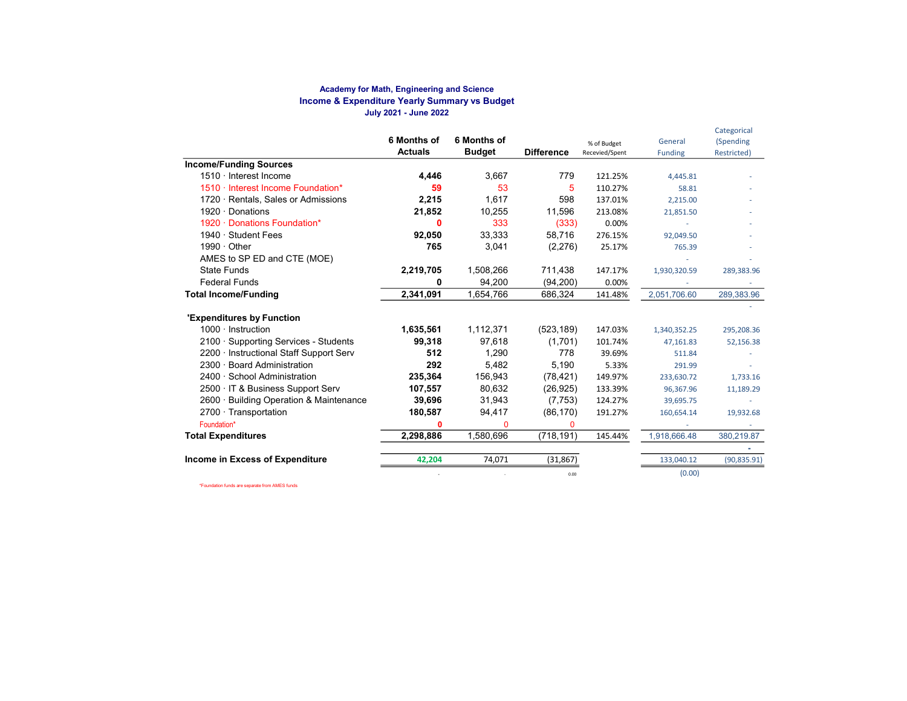**Academy for Math, Engineering and Science**

**Income & Expenditure Yearly Summary vs Budget**

**July 2021 - June 2022**

| | 6 Months of Actuals | 6 Months of Budget | Difference | % of Budget Recevied/Spent | General Funding | Categorical (Spending Restricted) |
|---|---|---|---|---|---|---|
| **Income/Funding Sources** | | | | | | |
| 1510 · Interest Income | **4,446** | 3,667 | 779 | 121.25% | 4,445.81 | - |
| 1510 · Interest Income Foundation* | **59** | 53 | 5 | 110.27% | 58.81 | - |
| 1720 · Rentals, Sales or Admissions | **2,215** | 1,617 | 598 | 137.01% | 2,215.00 | - |
| 1920 · Donations | **21,852** | 10,255 | 11,596 | 213.08% | 21,851.50 | - |
| 1920 · Donations Foundation* | **0** | 333 | (333) | 0.00% | - | - |
| 1940 · Student Fees | **92,050** | 33,333 | 58,716 | 276.15% | 92,049.50 | - |
| 1990 · Other | **765** | 3,041 | (2,276) | 25.17% | 765.39 | - |
| AMES to SP ED and CTE (MOE) | | | | | - | - |
| State Funds | **2,219,705** | 1,508,266 | 711,438 | 147.17% | 1,930,320.59 | 289,383.96 |
| Federal Funds | **0** | 94,200 | (94,200) | 0.00% | - | - |
| **Total Income/Funding** | **2,341,091** | 1,654,766 | 686,324 | 141.48% | 2,051,706.60 | 289,383.96 |
| | | | | | | - |
| **'Expenditures by Function** | | | | | | |
| 1000 · Instruction | **1,635,561** | 1,112,371 | (523,189) | 147.03% | 1,340,352.25 | 295,208.36 |
| 2100 · Supporting Services - Students | **99,318** | 97,618 | (1,701) | 101.74% | 47,161.83 | 52,156.38 |
| 2200 · Instructional Staff Support Serv | **512** | 1,290 | 778 | 39.69% | 511.84 | - |
| 2300 · Board Administration | **292** | 5,482 | 5,190 | 5.33% | 291.99 | - |
| 2400 · School Administration | **235,364** | 156,943 | (78,421) | 149.97% | 233,630.72 | 1,733.16 |
| 2500 · IT & Business Support Serv | **107,557** | 80,632 | (26,925) | 133.39% | 96,367.96 | 11,189.29 |
| 2600 · Building Operation & Maintenance | **39,696** | 31,943 | (7,753) | 124.27% | 39,695.75 | - |
| 2700 · Transportation | **180,587** | 94,417 | (86,170) | 191.27% | 160,654.14 | 19,932.68 |
| Foundation* | **0** | 0 | 0 | | - | - |
| **Total Expenditures** | **2,298,886** | 1,580,696 | (718,191) | 145.44% | 1,918,666.48 | 380,219.87 |
| | | | | | | - |
| **Income in Excess of Expenditure** | 42,204 | 74,071 | (31,867) | | 133,040.12 | (90,835.91) |
| | - | - | 0.00 | | (0.00) | |

*Foundation funds are separate from AMES funds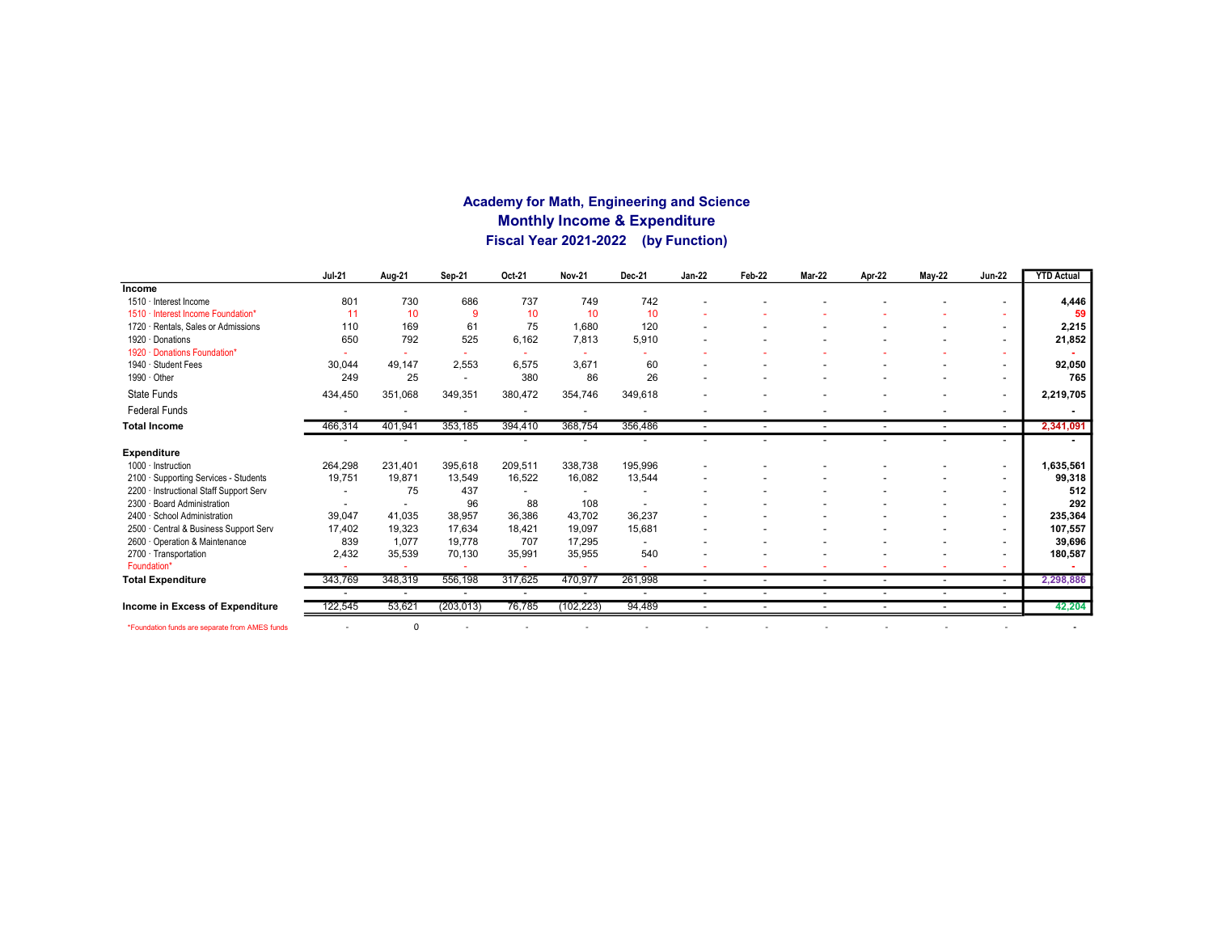# Academy for Math, Engineering and Science
## Monthly Income & Expenditure
### Fiscal Year 2021-2022 (by Function)

| | Jul-21 | Aug-21 | Sep-21 | Oct-21 | Nov-21 | Dec-21 | Jan-22 | Feb-22 | Mar-22 | Apr-22 | May-22 | Jun-22 | YTD Actual |
|---|---|---|---|---|---|---|---|---|---|---|---|---|---|
| **Income** | | | | | | | | | | | | | |
| 1510 · Interest Income | 801 | 730 | 686 | 737 | 749 | 742 | - | - | - | - | - | - | **4,446** |
| 1510 · Interest Income Foundation* | 11 | 10 | 9 | 10 | 10 | 10 | - | - | - | - | - | - | **59** |
| 1720 · Rentals, Sales or Admissions | 110 | 169 | 61 | 75 | 1,680 | 120 | - | - | - | - | - | - | **2,215** |
| 1920 · Donations | 650 | 792 | 525 | 6,162 | 7,813 | 5,910 | - | - | - | - | - | - | **21,852** |
| 1920 · Donations Foundation* | - | - | - | - | - | - | - | - | - | - | - | - | **-** |
| 1940 · Student Fees | 30,044 | 49,147 | 2,553 | 6,575 | 3,671 | 60 | - | - | - | - | - | - | **92,050** |
| 1990 · Other | 249 | 25 | - | 380 | 86 | 26 | - | - | - | - | - | - | **765** |
| State Funds | 434,450 | 351,068 | 349,351 | 380,472 | 354,746 | 349,618 | - | - | - | - | - | - | **2,219,705** |
| Federal Funds | - | - | - | - | - | - | - | - | - | - | - | - | **-** |
| **Total Income** | 466,314 | 401,941 | 353,185 | 394,410 | 368,754 | 356,486 | - | - | - | - | - | - | **2,341,091** |
| | - | - | - | - | - | - | - | - | - | - | - | - | **-** |
| **Expenditure** | | | | | | | | | | | | | |
| 1000 · Instruction | 264,298 | 231,401 | 395,618 | 209,511 | 338,738 | 195,996 | - | - | - | - | - | - | **1,635,561** |
| 2100 · Supporting Services - Students | 19,751 | 19,871 | 13,549 | 16,522 | 16,082 | 13,544 | - | - | - | - | - | - | **99,318** |
| 2200 · Instructional Staff Support Serv | - | 75 | 437 | - | - | - | - | - | - | - | - | - | **512** |
| 2300 · Board Administration | - | - | 96 | 88 | 108 | - | - | - | - | - | - | - | **292** |
| 2400 · School Administration | 39,047 | 41,035 | 38,957 | 36,386 | 43,702 | 36,237 | - | - | - | - | - | - | **235,364** |
| 2500 · Central & Business Support Serv | 17,402 | 19,323 | 17,634 | 18,421 | 19,097 | 15,681 | - | - | - | - | - | - | **107,557** |
| 2600 · Operation & Maintenance | 839 | 1,077 | 19,778 | 707 | 17,295 | - | - | - | - | - | - | - | **39,696** |
| 2700 · Transportation | 2,432 | 35,539 | 70,130 | 35,991 | 35,955 | 540 | - | - | - | - | - | - | **180,587** |
| Foundation* | - | - | - | - | - | - | - | - | - | - | - | - | **-** |
| **Total Expenditure** | 343,769 | 348,319 | 556,198 | 317,625 | 470,977 | 261,998 | - | - | - | - | - | - | **2,298,886** |
| | - | - | - | - | - | - | - | - | - | - | - | - | |
| **Income in Excess of Expenditure** | 122,545 | 53,621 | (203,013) | 76,785 | (102,223) | 94,489 | - | - | - | - | - | - | **42,204** |
| *Foundation funds are separate from AMES funds | - | 0 | - | - | - | - | - | - | - | - | - | - | - |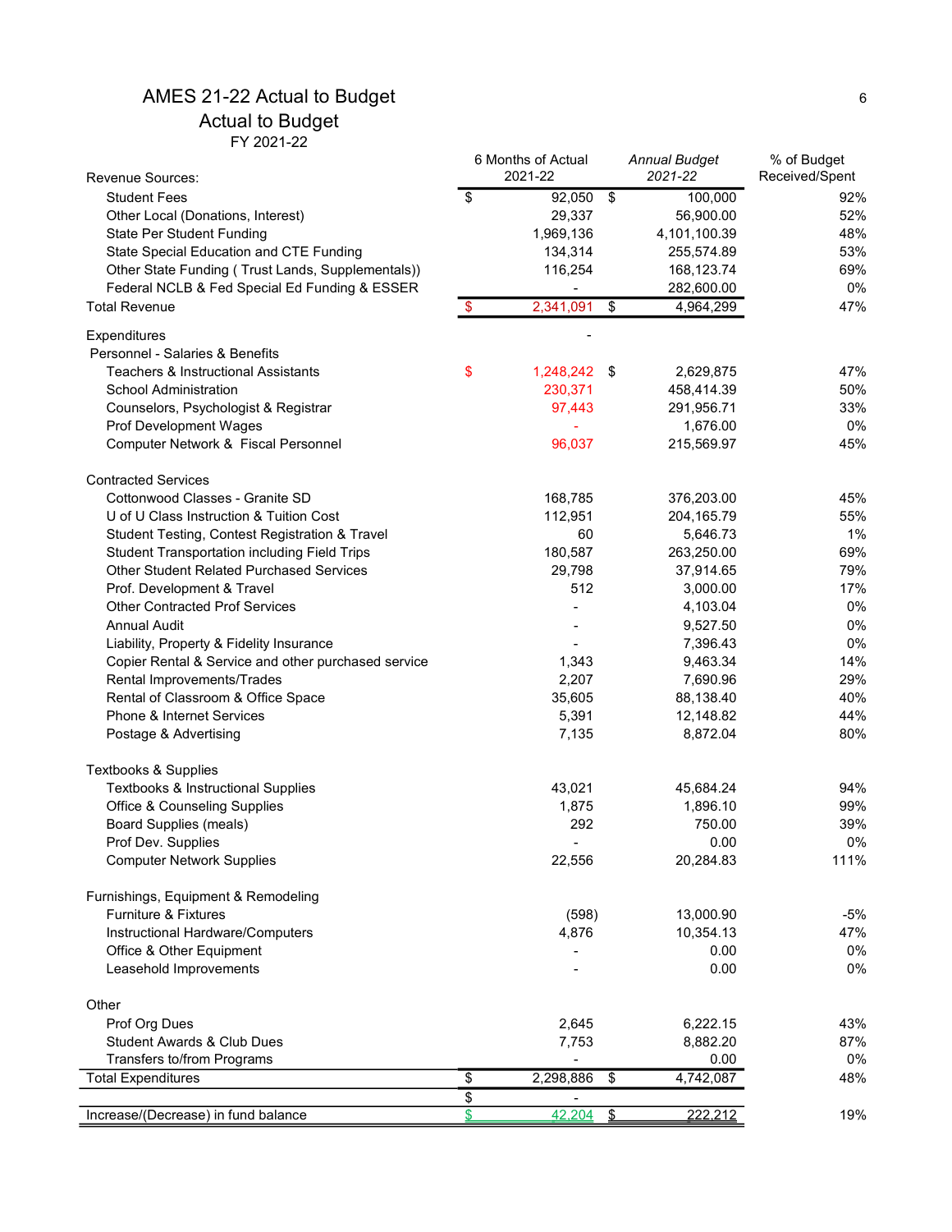# AMES 21-22 Actual to Budget

## Actual to Budget

FY 2021-22

| Revenue Sources: | 6 Months of Actual 2021-22 | *Annual Budget 2021-22* | % of Budget Received/Spent |
|---|---|---|---|
| Student Fees | $ 92,050 | $ 100,000 | 92% |
| Other Local (Donations, Interest) | 29,337 | 56,900.00 | 52% |
| State Per Student Funding | 1,969,136 | 4,101,100.39 | 48% |
| State Special Education and CTE Funding | 134,314 | 255,574.89 | 53% |
| Other State Funding ( Trust Lands, Supplementals)) | 116,254 | 168,123.74 | 69% |
| Federal NCLB & Fed Special Ed Funding & ESSER | - | 282,600.00 | 0% |
| Total Revenue | $ 2,341,091 | $ 4,964,299 | 47% |
| Expenditures | - | | |
| Personnel - Salaries & Benefits | | | |
| Teachers & Instructional Assistants | $ 1,248,242 | $ 2,629,875 | 47% |
| School Administration | 230,371 | 458,414.39 | 50% |
| Counselors, Psychologist & Registrar | 97,443 | 291,956.71 | 33% |
| Prof Development Wages | - | 1,676.00 | 0% |
| Computer Network & Fiscal Personnel | 96,037 | 215,569.97 | 45% |
| Contracted Services | | | |
| Cottonwood Classes - Granite SD | 168,785 | 376,203.00 | 45% |
| U of U Class Instruction & Tuition Cost | 112,951 | 204,165.79 | 55% |
| Student Testing, Contest Registration & Travel | 60 | 5,646.73 | 1% |
| Student Transportation including Field Trips | 180,587 | 263,250.00 | 69% |
| Other Student Related Purchased Services | 29,798 | 37,914.65 | 79% |
| Prof. Development & Travel | 512 | 3,000.00 | 17% |
| Other Contracted Prof Services | - | 4,103.04 | 0% |
| Annual Audit | - | 9,527.50 | 0% |
| Liability, Property & Fidelity Insurance | - | 7,396.43 | 0% |
| Copier Rental & Service and other purchased service | 1,343 | 9,463.34 | 14% |
| Rental Improvements/Trades | 2,207 | 7,690.96 | 29% |
| Rental of Classroom & Office Space | 35,605 | 88,138.40 | 40% |
| Phone & Internet Services | 5,391 | 12,148.82 | 44% |
| Postage & Advertising | 7,135 | 8,872.04 | 80% |
| Textbooks & Supplies | | | |
| Textbooks & Instructional Supplies | 43,021 | 45,684.24 | 94% |
| Office & Counseling Supplies | 1,875 | 1,896.10 | 99% |
| Board Supplies (meals) | 292 | 750.00 | 39% |
| Prof Dev. Supplies | - | 0.00 | 0% |
| Computer Network Supplies | 22,556 | 20,284.83 | 111% |
| Furnishings, Equipment & Remodeling | | | |
| Furniture & Fixtures | (598) | 13,000.90 | -5% |
| Instructional Hardware/Computers | 4,876 | 10,354.13 | 47% |
| Office & Other Equipment | - | 0.00 | 0% |
| Leasehold Improvements | - | 0.00 | 0% |
| Other | | | |
| Prof Org Dues | 2,645 | 6,222.15 | 43% |
| Student Awards & Club Dues | 7,753 | 8,882.20 | 87% |
| Transfers to/from Programs | - | 0.00 | 0% |
| Total Expenditures | $ 2,298,886 | $ 4,742,087 | 48% |
| | $ - | | |
| Increase/(Decrease) in fund balance | $ 42,204 | $ 222,212 | 19% |